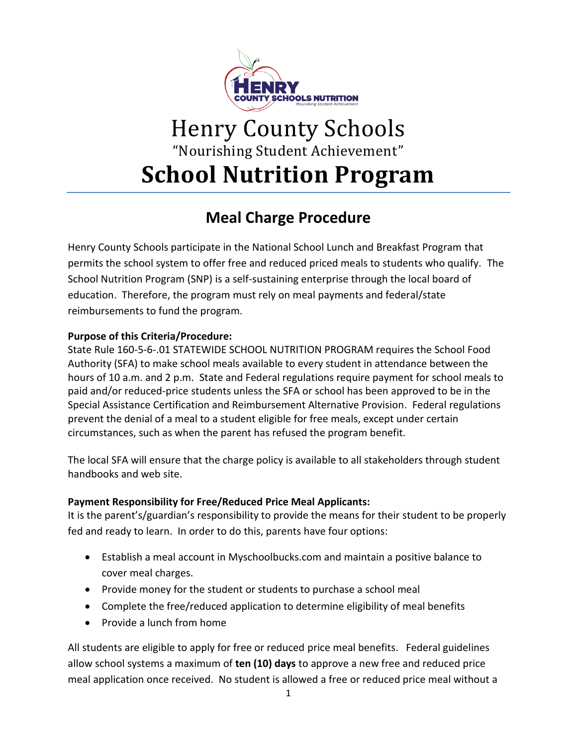# Henry County Schools

"Nourishing Student Achievement"

# School Nutrition Program

## Meal Charge Procedure

Henry County Schools participate in the National School Lunch and Breakfast Program that permits the school system to offer free and reduced priced meals to students who qualify. The School Nutrition Program (SNP) is a self-sustaining enterprise through the local board of education. Therefore, the program must rely on meal payments and federal/state reimbursements to fund the program.

**Purpose of this Criteria/Procedure:**
State Rule 160-5-6-.01 STATEWIDE SCHOOL NUTRITION PROGRAM requires the School Food Authority (SFA) to make school meals available to every student in attendance between the hours of 10 a.m. and 2 p.m. State and Federal regulations require payment for school meals to paid and/or reduced-price students unless the SFA or school has been approved to be in the Special Assistance Certification and Reimbursement Alternative Provision. Federal regulations prevent the denial of a meal to a student eligible for free meals, except under certain circumstances, such as when the parent has refused the program benefit.

The local SFA will ensure that the charge policy is available to all stakeholders through student handbooks and web site.

**Payment Responsibility for Free/Reduced Price Meal Applicants:**
It is the parent's/guardian's responsibility to provide the means for their student to be properly fed and ready to learn. In order to do this, parents have four options:

- Establish a meal account in Myschoolbucks.com and maintain a positive balance to cover meal charges.
- Provide money for the student or students to purchase a school meal
- Complete the free/reduced application to determine eligibility of meal benefits
- Provide a lunch from home

All students are eligible to apply for free or reduced price meal benefits. Federal guidelines allow school systems a maximum of **ten (10) days** to approve a new free and reduced price meal application once received. No student is allowed a free or reduced price meal without a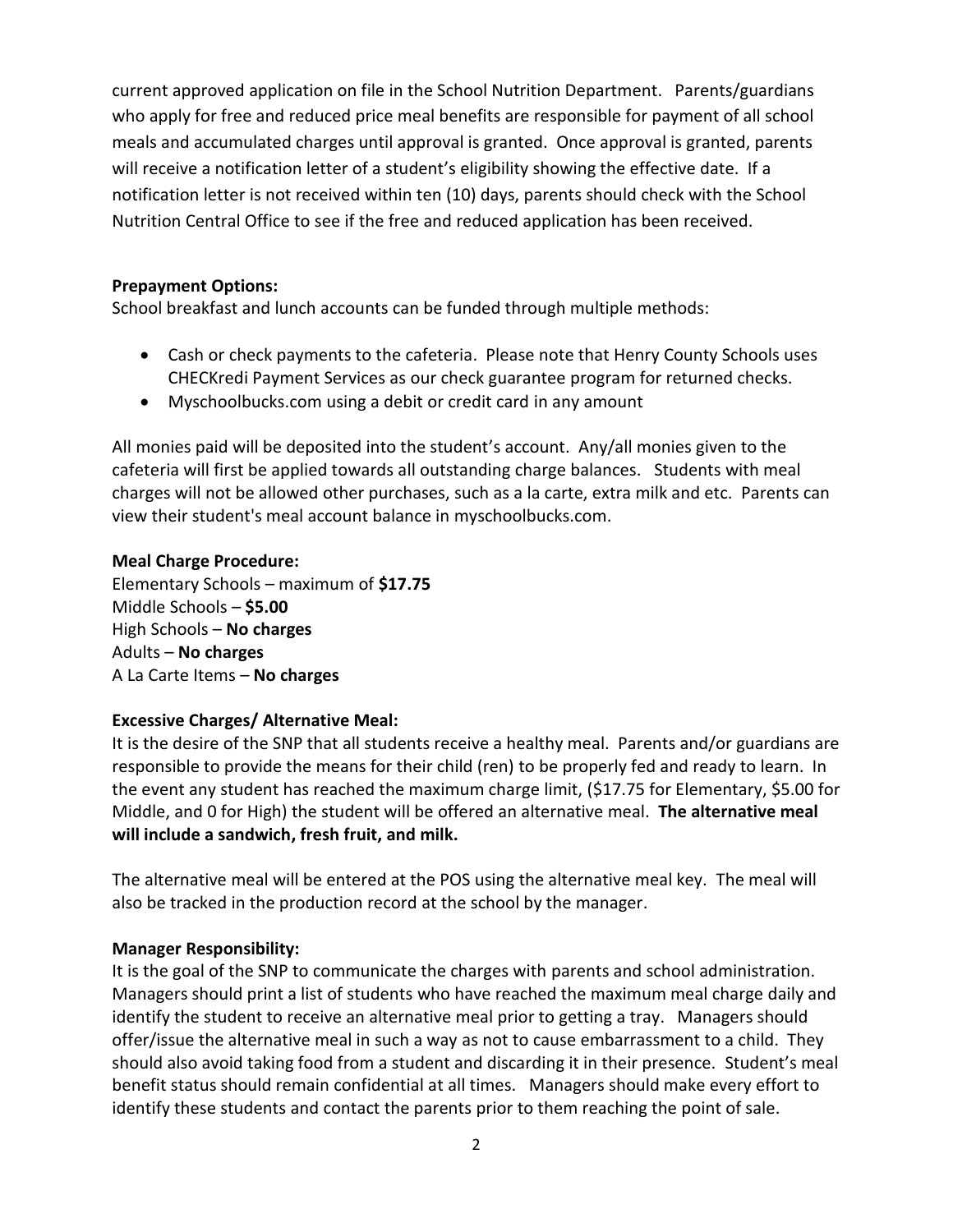current approved application on file in the School Nutrition Department. Parents/guardians who apply for free and reduced price meal benefits are responsible for payment of all school meals and accumulated charges until approval is granted. Once approval is granted, parents will receive a notification letter of a student's eligibility showing the effective date. If a notification letter is not received within ten (10) days, parents should check with the School Nutrition Central Office to see if the free and reduced application has been received.

**Prepayment Options:**

School breakfast and lunch accounts can be funded through multiple methods:

- Cash or check payments to the cafeteria. Please note that Henry County Schools uses CHECKredi Payment Services as our check guarantee program for returned checks.
- Myschoolbucks.com using a debit or credit card in any amount

All monies paid will be deposited into the student's account. Any/all monies given to the cafeteria will first be applied towards all outstanding charge balances. Students with meal charges will not be allowed other purchases, such as a la carte, extra milk and etc. Parents can view their student's meal account balance in myschoolbucks.com.

**Meal Charge Procedure:**

Elementary Schools – maximum of **$17.75**  
Middle Schools – **$5.00**  
High Schools – **No charges**  
Adults – **No charges**  
A La Carte Items – **No charges**

**Excessive Charges/ Alternative Meal:**

It is the desire of the SNP that all students receive a healthy meal. Parents and/or guardians are responsible to provide the means for their child (ren) to be properly fed and ready to learn. In the event any student has reached the maximum charge limit, ($17.75 for Elementary, $5.00 for Middle, and 0 for High) the student will be offered an alternative meal. **The alternative meal will include a sandwich, fresh fruit, and milk.**

The alternative meal will be entered at the POS using the alternative meal key. The meal will also be tracked in the production record at the school by the manager.

**Manager Responsibility:**

It is the goal of the SNP to communicate the charges with parents and school administration. Managers should print a list of students who have reached the maximum meal charge daily and identify the student to receive an alternative meal prior to getting a tray. Managers should offer/issue the alternative meal in such a way as not to cause embarrassment to a child. They should also avoid taking food from a student and discarding it in their presence. Student's meal benefit status should remain confidential at all times. Managers should make every effort to identify these students and contact the parents prior to them reaching the point of sale.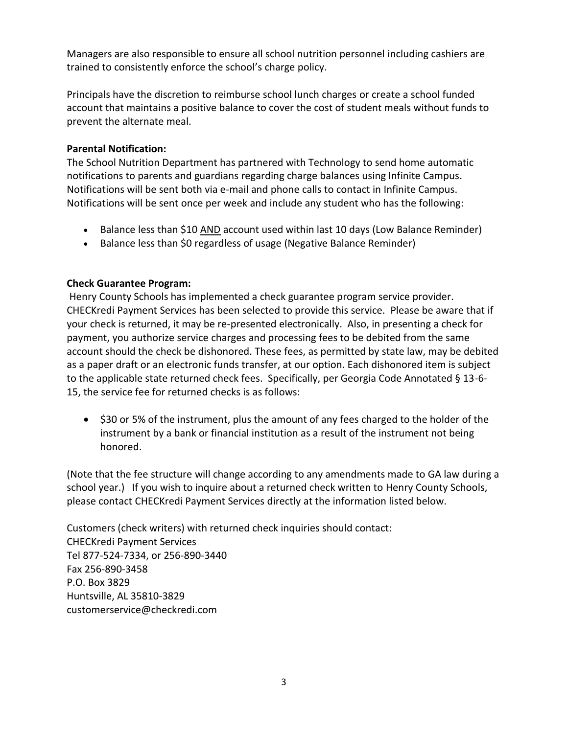Managers are also responsible to ensure all school nutrition personnel including cashiers are trained to consistently enforce the school's charge policy.

Principals have the discretion to reimburse school lunch charges or create a school funded account that maintains a positive balance to cover the cost of student meals without funds to prevent the alternate meal.

**Parental Notification:**
The School Nutrition Department has partnered with Technology to send home automatic notifications to parents and guardians regarding charge balances using Infinite Campus. Notifications will be sent both via e-mail and phone calls to contact in Infinite Campus. Notifications will be sent once per week and include any student who has the following:

- Balance less than $10 <u>AND</u> account used within last 10 days (Low Balance Reminder)
- Balance less than $0 regardless of usage (Negative Balance Reminder)

**Check Guarantee Program:**
Henry County Schools has implemented a check guarantee program service provider. CHECKredi Payment Services has been selected to provide this service. Please be aware that if your check is returned, it may be re-presented electronically. Also, in presenting a check for payment, you authorize service charges and processing fees to be debited from the same account should the check be dishonored. These fees, as permitted by state law, may be debited as a paper draft or an electronic funds transfer, at our option. Each dishonored item is subject to the applicable state returned check fees. Specifically, per Georgia Code Annotated § 13-6-15, the service fee for returned checks is as follows:

- $30 or 5% of the instrument, plus the amount of any fees charged to the holder of the instrument by a bank or financial institution as a result of the instrument not being honored.

(Note that the fee structure will change according to any amendments made to GA law during a school year.) If you wish to inquire about a returned check written to Henry County Schools, please contact CHECKredi Payment Services directly at the information listed below.

Customers (check writers) with returned check inquiries should contact:
CHECKredi Payment Services
Tel 877-524-7334, or 256-890-3440
Fax 256-890-3458
P.O. Box 3829
Huntsville, AL 35810-3829
customerservice@checkredi.com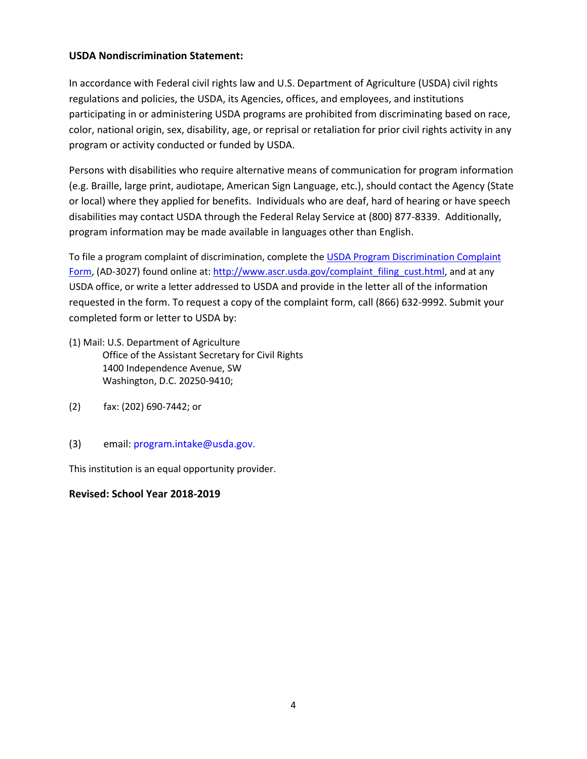**USDA Nondiscrimination Statement:**

In accordance with Federal civil rights law and U.S. Department of Agriculture (USDA) civil rights regulations and policies, the USDA, its Agencies, offices, and employees, and institutions participating in or administering USDA programs are prohibited from discriminating based on race, color, national origin, sex, disability, age, or reprisal or retaliation for prior civil rights activity in any program or activity conducted or funded by USDA.

Persons with disabilities who require alternative means of communication for program information (e.g. Braille, large print, audiotape, American Sign Language, etc.), should contact the Agency (State or local) where they applied for benefits. Individuals who are deaf, hard of hearing or have speech disabilities may contact USDA through the Federal Relay Service at (800) 877-8339. Additionally, program information may be made available in languages other than English.

To file a program complaint of discrimination, complete the [USDA Program Discrimination Complaint Form](http://www.ascr.usda.gov/complaint_filing_cust.html), (AD-3027) found online at: http://www.ascr.usda.gov/complaint_filing_cust.html, and at any USDA office, or write a letter addressed to USDA and provide in the letter all of the information requested in the form. To request a copy of the complaint form, call (866) 632-9992. Submit your completed form or letter to USDA by:

(1) Mail: U.S. Department of Agriculture
Office of the Assistant Secretary for Civil Rights
1400 Independence Avenue, SW
Washington, D.C. 20250-9410;

(2) fax: (202) 690-7442; or

(3) email: program.intake@usda.gov.

This institution is an equal opportunity provider.

**Revised: School Year 2018-2019**